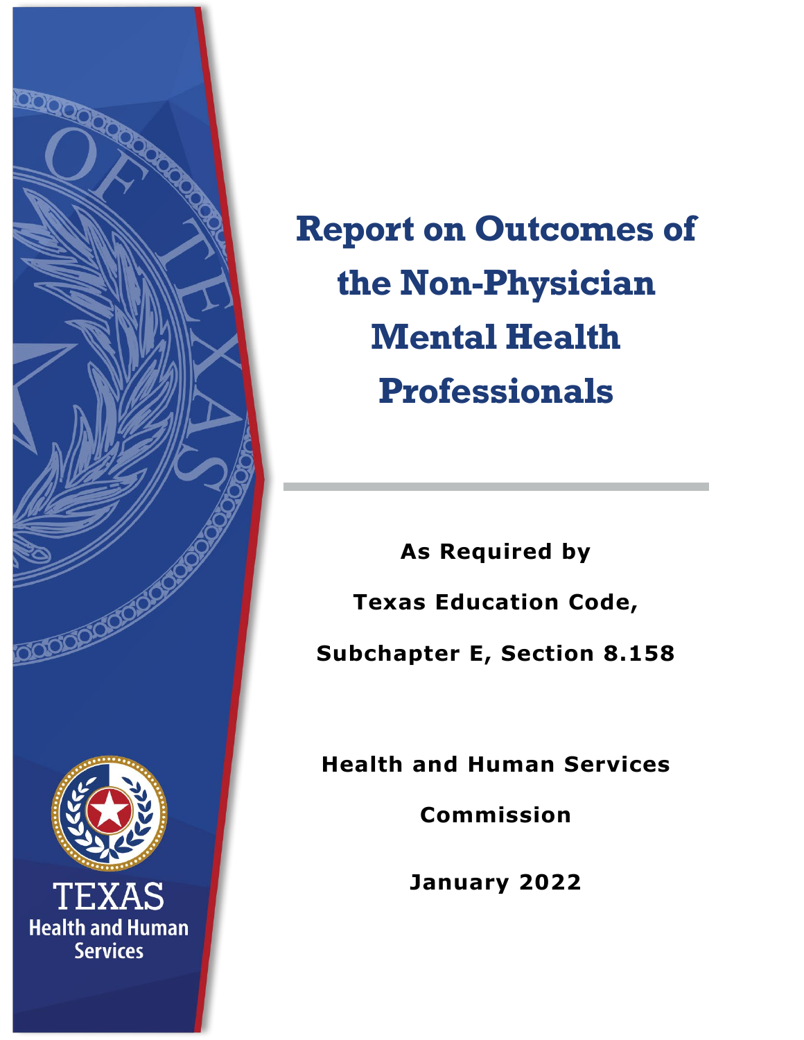# Report on Outcomes of the Non-Physician Mental Health Professionals

**As Required by**

**Texas Education Code,**

**Subchapter E, Section 8.158**

**Health and Human Services Commission**

**January 2022**

TEXAS
Health and Human Services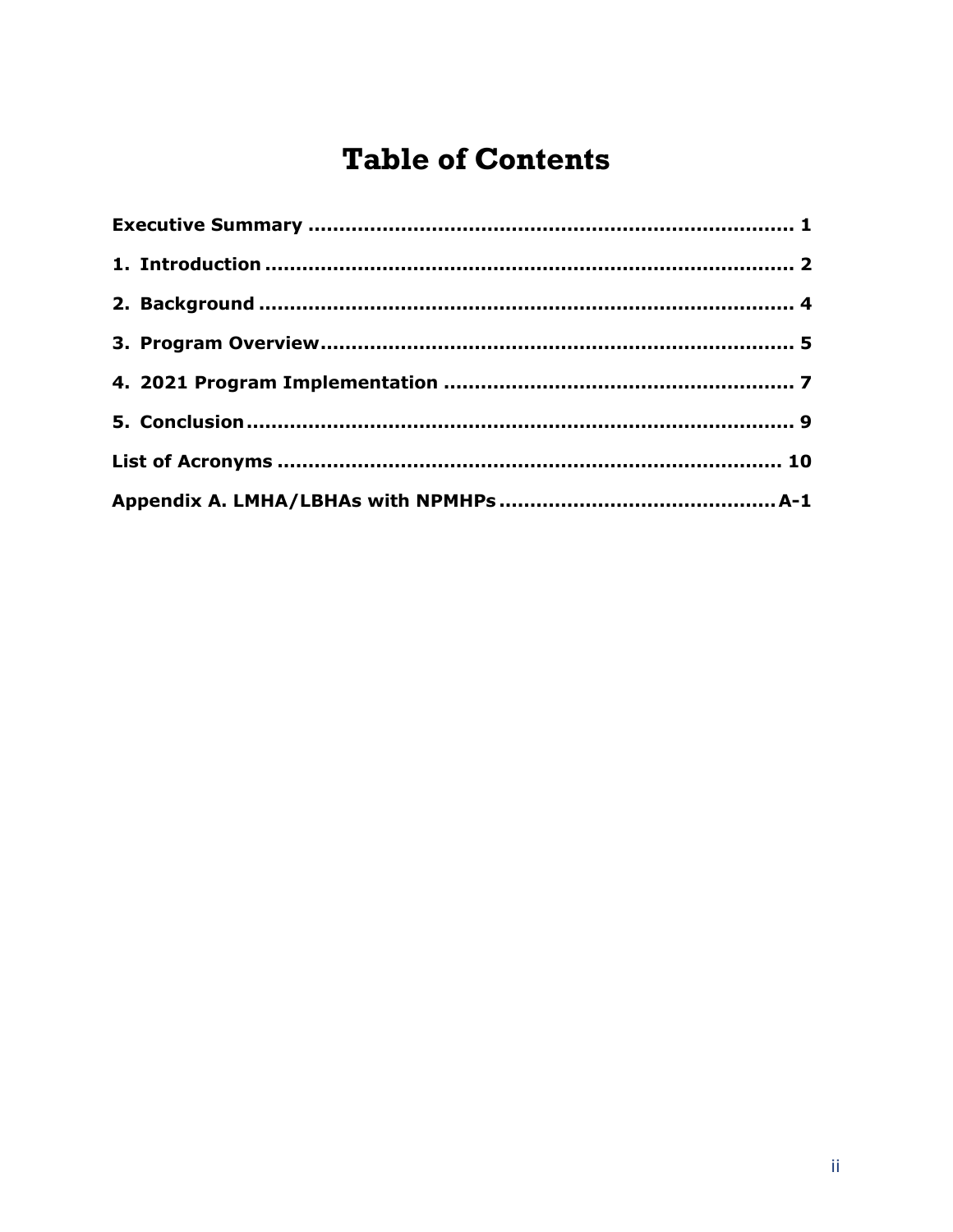# Table of Contents

Executive Summary ............................................................................ 1

1. Introduction ..................................................................................... 2

2. Background ...................................................................................... 4

3. Program Overview............................................................................ 5

4. 2021 Program Implementation ........................................................ 7

5. Conclusion ........................................................................................ 9

List of Acronyms ................................................................................ 10

Appendix A. LMHA/LBHAs with NPMHPs ............................................ A-1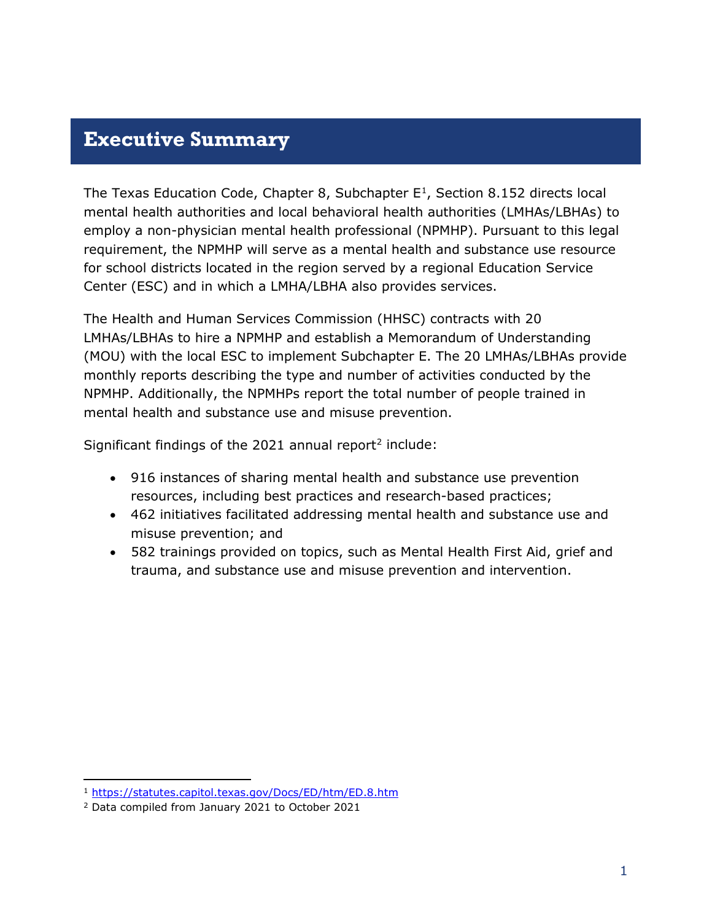# Executive Summary

The Texas Education Code, Chapter 8, Subchapter E[1], Section 8.152 directs local mental health authorities and local behavioral health authorities (LMHAs/LBHAs) to employ a non-physician mental health professional (NPMHP). Pursuant to this legal requirement, the NPMHP will serve as a mental health and substance use resource for school districts located in the region served by a regional Education Service Center (ESC) and in which a LMHA/LBHA also provides services.

The Health and Human Services Commission (HHSC) contracts with 20 LMHAs/LBHAs to hire a NPMHP and establish a Memorandum of Understanding (MOU) with the local ESC to implement Subchapter E. The 20 LMHAs/LBHAs provide monthly reports describing the type and number of activities conducted by the NPMHP. Additionally, the NPMHPs report the total number of people trained in mental health and substance use and misuse prevention.

Significant findings of the 2021 annual report[2] include:

- 916 instances of sharing mental health and substance use prevention resources, including best practices and research-based practices;
- 462 initiatives facilitated addressing mental health and substance use and misuse prevention; and
- 582 trainings provided on topics, such as Mental Health First Aid, grief and trauma, and substance use and misuse prevention and intervention.

[1] https://statutes.capitol.texas.gov/Docs/ED/htm/ED.8.htm

[2] Data compiled from January 2021 to October 2021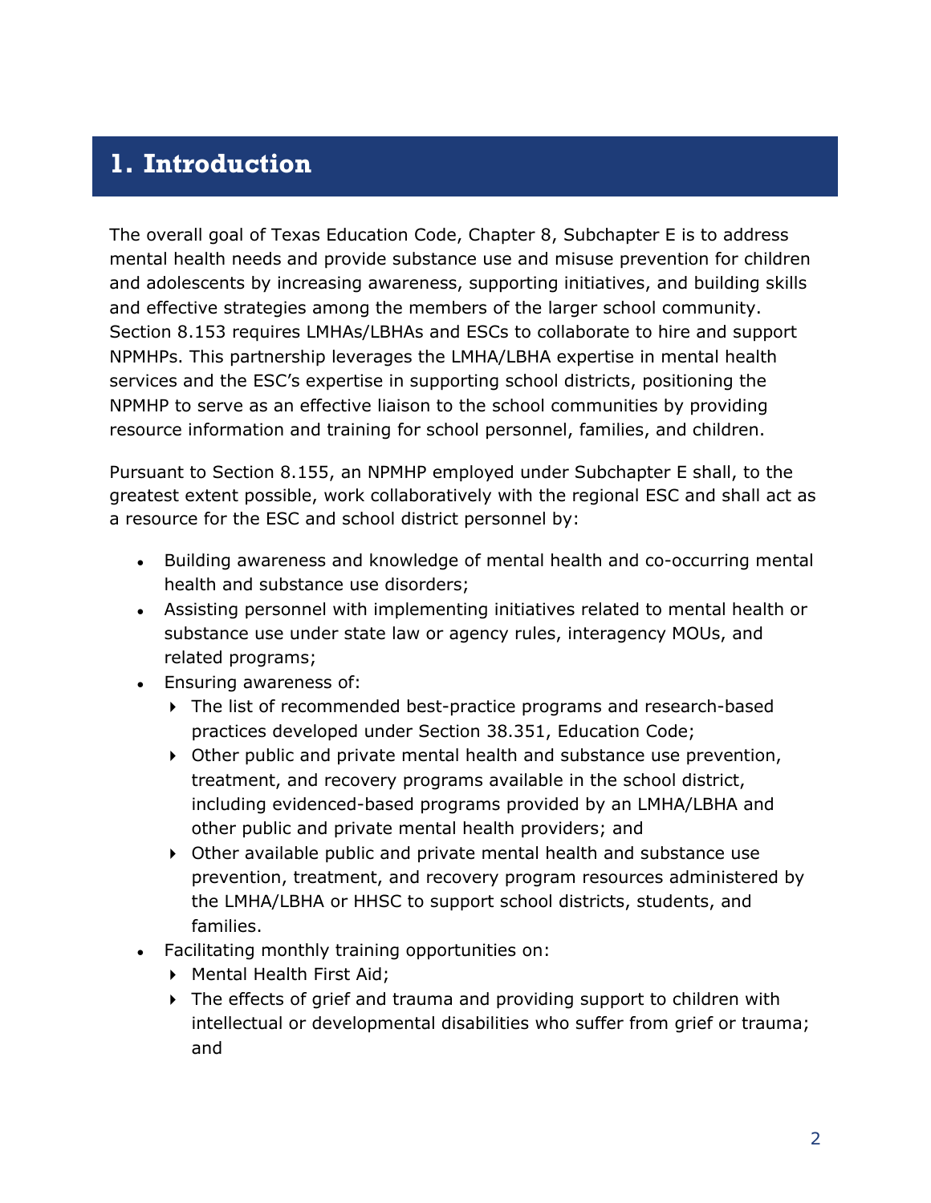# 1. Introduction

The overall goal of Texas Education Code, Chapter 8, Subchapter E is to address mental health needs and provide substance use and misuse prevention for children and adolescents by increasing awareness, supporting initiatives, and building skills and effective strategies among the members of the larger school community. Section 8.153 requires LMHAs/LBHAs and ESCs to collaborate to hire and support NPMHPs. This partnership leverages the LMHA/LBHA expertise in mental health services and the ESC's expertise in supporting school districts, positioning the NPMHP to serve as an effective liaison to the school communities by providing resource information and training for school personnel, families, and children.

Pursuant to Section 8.155, an NPMHP employed under Subchapter E shall, to the greatest extent possible, work collaboratively with the regional ESC and shall act as a resource for the ESC and school district personnel by:

- Building awareness and knowledge of mental health and co-occurring mental health and substance use disorders;
- Assisting personnel with implementing initiatives related to mental health or substance use under state law or agency rules, interagency MOUs, and related programs;
- Ensuring awareness of:
  - The list of recommended best-practice programs and research-based practices developed under Section 38.351, Education Code;
  - Other public and private mental health and substance use prevention, treatment, and recovery programs available in the school district, including evidenced-based programs provided by an LMHA/LBHA and other public and private mental health providers; and
  - Other available public and private mental health and substance use prevention, treatment, and recovery program resources administered by the LMHA/LBHA or HHSC to support school districts, students, and families.
- Facilitating monthly training opportunities on:
  - Mental Health First Aid;
  - The effects of grief and trauma and providing support to children with intellectual or developmental disabilities who suffer from grief or trauma; and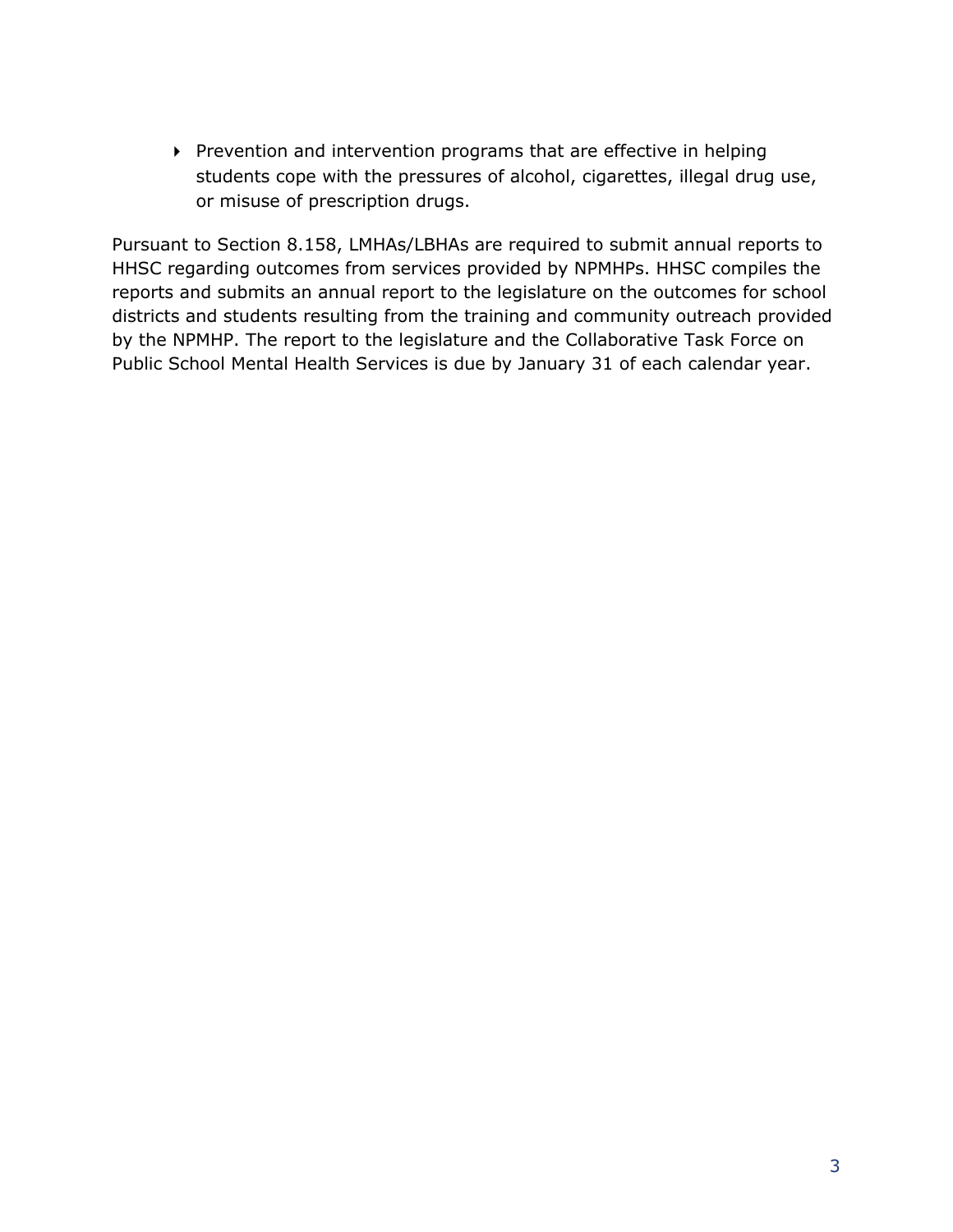- Prevention and intervention programs that are effective in helping students cope with the pressures of alcohol, cigarettes, illegal drug use, or misuse of prescription drugs.

Pursuant to Section 8.158, LMHAs/LBHAs are required to submit annual reports to HHSC regarding outcomes from services provided by NPMHPs. HHSC compiles the reports and submits an annual report to the legislature on the outcomes for school districts and students resulting from the training and community outreach provided by the NPMHP. The report to the legislature and the Collaborative Task Force on Public School Mental Health Services is due by January 31 of each calendar year.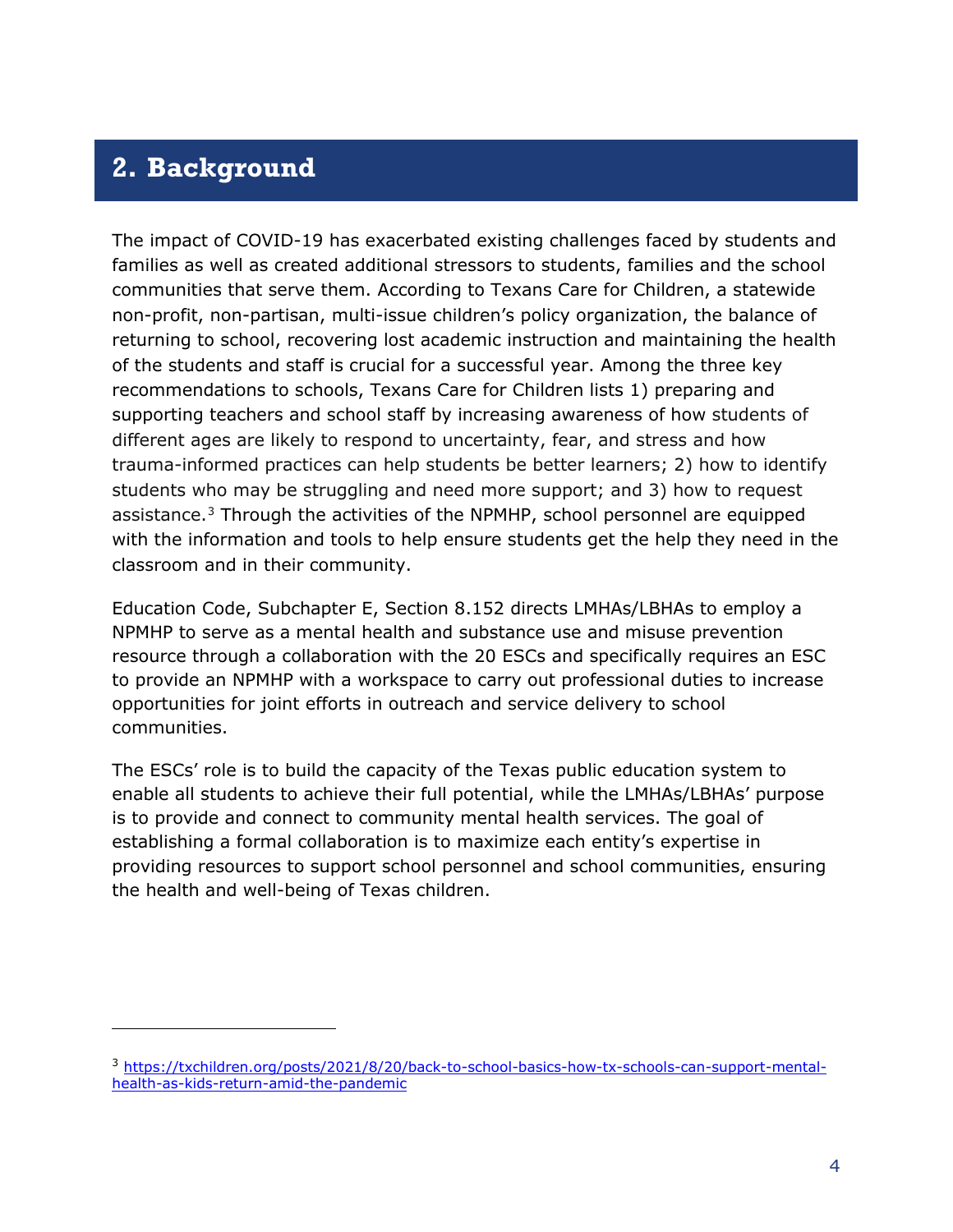## 2. Background

The impact of COVID-19 has exacerbated existing challenges faced by students and families as well as created additional stressors to students, families and the school communities that serve them. According to Texans Care for Children, a statewide non-profit, non-partisan, multi-issue children's policy organization, the balance of returning to school, recovering lost academic instruction and maintaining the health of the students and staff is crucial for a successful year. Among the three key recommendations to schools, Texans Care for Children lists 1) preparing and supporting teachers and school staff by increasing awareness of how students of different ages are likely to respond to uncertainty, fear, and stress and how trauma-informed practices can help students be better learners; 2) how to identify students who may be struggling and need more support; and 3) how to request assistance.[3] Through the activities of the NPMHP, school personnel are equipped with the information and tools to help ensure students get the help they need in the classroom and in their community.

Education Code, Subchapter E, Section 8.152 directs LMHAs/LBHAs to employ a NPMHP to serve as a mental health and substance use and misuse prevention resource through a collaboration with the 20 ESCs and specifically requires an ESC to provide an NPMHP with a workspace to carry out professional duties to increase opportunities for joint efforts in outreach and service delivery to school communities.

The ESCs' role is to build the capacity of the Texas public education system to enable all students to achieve their full potential, while the LMHAs/LBHAs' purpose is to provide and connect to community mental health services. The goal of establishing a formal collaboration is to maximize each entity's expertise in providing resources to support school personnel and school communities, ensuring the health and well-being of Texas children.

---

[3] https://txchildren.org/posts/2021/8/20/back-to-school-basics-how-tx-schools-can-support-mental-health-as-kids-return-amid-the-pandemic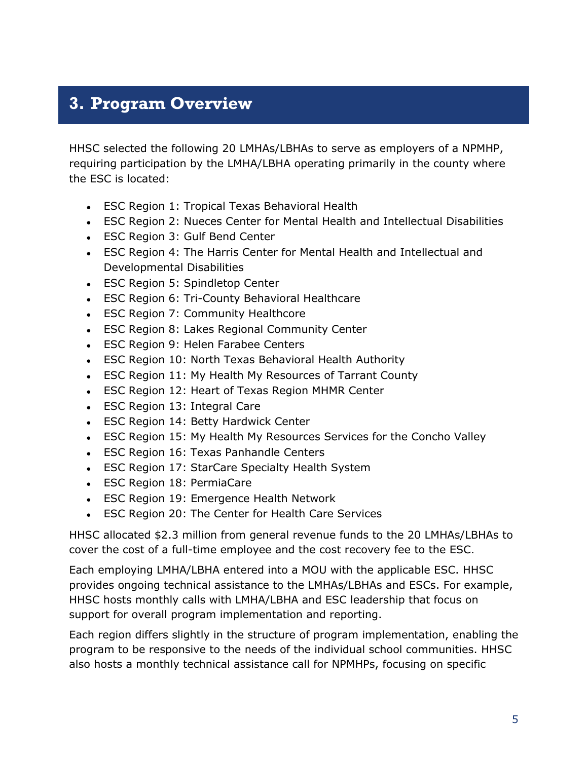## 3. Program Overview

HHSC selected the following 20 LMHAs/LBHAs to serve as employers of a NPMHP, requiring participation by the LMHA/LBHA operating primarily in the county where the ESC is located:

- ESC Region 1: Tropical Texas Behavioral Health
- ESC Region 2: Nueces Center for Mental Health and Intellectual Disabilities
- ESC Region 3: Gulf Bend Center
- ESC Region 4: The Harris Center for Mental Health and Intellectual and Developmental Disabilities
- ESC Region 5: Spindletop Center
- ESC Region 6: Tri-County Behavioral Healthcare
- ESC Region 7: Community Healthcore
- ESC Region 8: Lakes Regional Community Center
- ESC Region 9: Helen Farabee Centers
- ESC Region 10: North Texas Behavioral Health Authority
- ESC Region 11: My Health My Resources of Tarrant County
- ESC Region 12: Heart of Texas Region MHMR Center
- ESC Region 13: Integral Care
- ESC Region 14: Betty Hardwick Center
- ESC Region 15: My Health My Resources Services for the Concho Valley
- ESC Region 16: Texas Panhandle Centers
- ESC Region 17: StarCare Specialty Health System
- ESC Region 18: PermiaCare
- ESC Region 19: Emergence Health Network
- ESC Region 20: The Center for Health Care Services

HHSC allocated $2.3 million from general revenue funds to the 20 LMHAs/LBHAs to cover the cost of a full-time employee and the cost recovery fee to the ESC.

Each employing LMHA/LBHA entered into a MOU with the applicable ESC. HHSC provides ongoing technical assistance to the LMHAs/LBHAs and ESCs. For example, HHSC hosts monthly calls with LMHA/LBHA and ESC leadership that focus on support for overall program implementation and reporting.

Each region differs slightly in the structure of program implementation, enabling the program to be responsive to the needs of the individual school communities. HHSC also hosts a monthly technical assistance call for NPMHPs, focusing on specific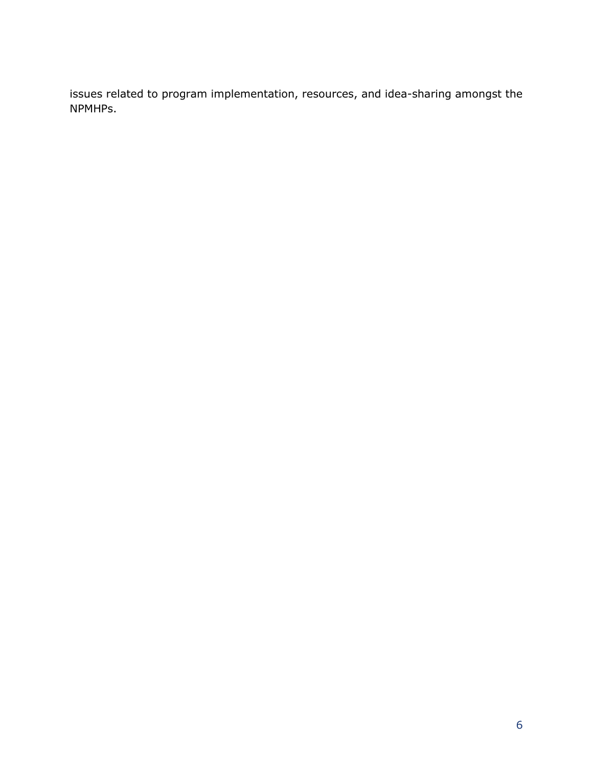issues related to program implementation, resources, and idea-sharing amongst the NPMHPs.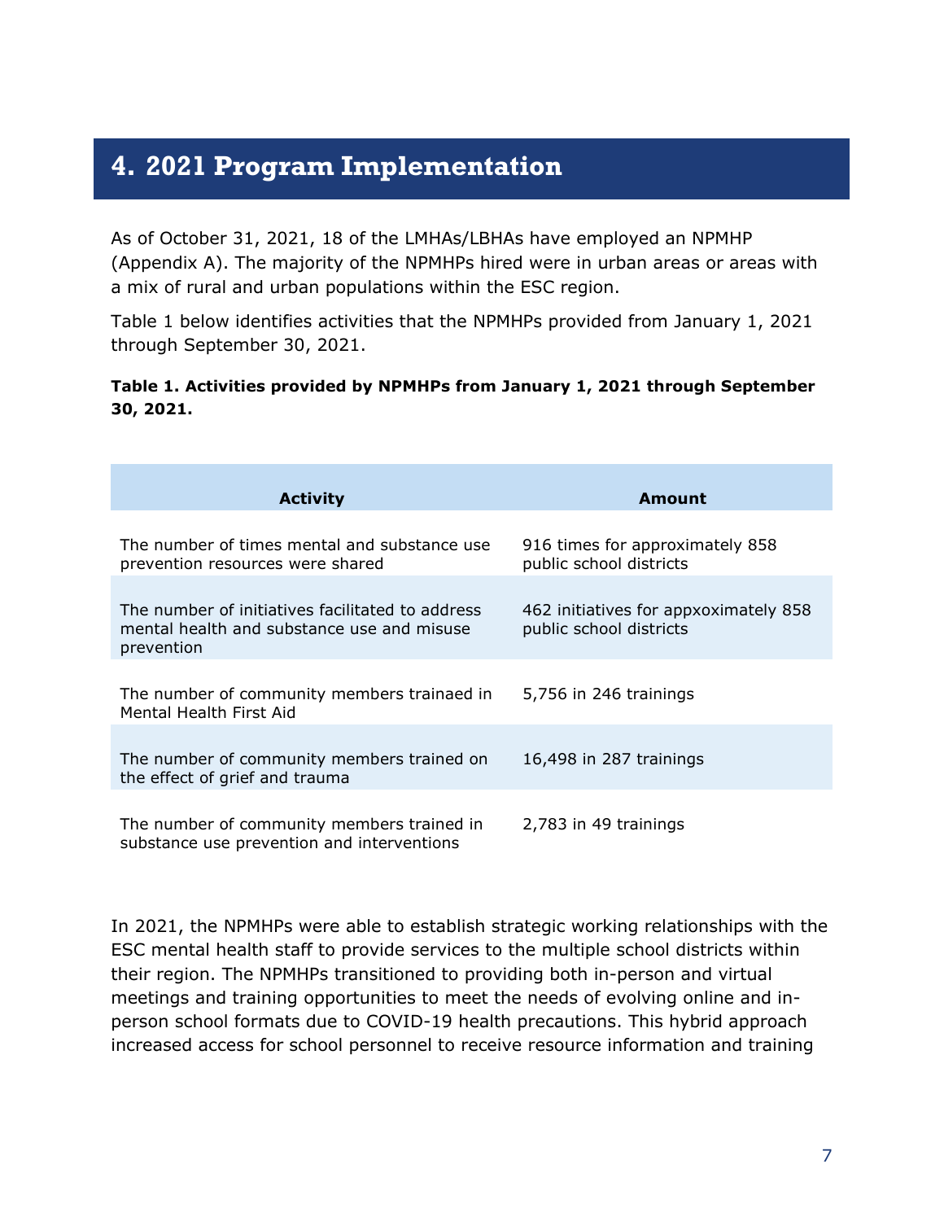## 4. 2021 Program Implementation

As of October 31, 2021, 18 of the LMHAs/LBHAs have employed an NPMHP (Appendix A). The majority of the NPMHPs hired were in urban areas or areas with a mix of rural and urban populations within the ESC region.

Table 1 below identifies activities that the NPMHPs provided from January 1, 2021 through September 30, 2021.

**Table 1. Activities provided by NPMHPs from January 1, 2021 through September 30, 2021.**

| Activity | Amount |
|---|---|
| The number of times mental and substance use prevention resources were shared | 916 times for approximately 858 public school districts |
| The number of initiatives facilitated to address mental health and substance use and misuse prevention | 462 initiatives for appxoximately 858 public school districts |
| The number of community members trainaed in Mental Health First Aid | 5,756 in 246 trainings |
| The number of community members trained on the effect of grief and trauma | 16,498 in 287 trainings |
| The number of community members trained in substance use prevention and interventions | 2,783 in 49 trainings |

In 2021, the NPMHPs were able to establish strategic working relationships with the ESC mental health staff to provide services to the multiple school districts within their region. The NPMHPs transitioned to providing both in-person and virtual meetings and training opportunities to meet the needs of evolving online and in-person school formats due to COVID-19 health precautions. This hybrid approach increased access for school personnel to receive resource information and training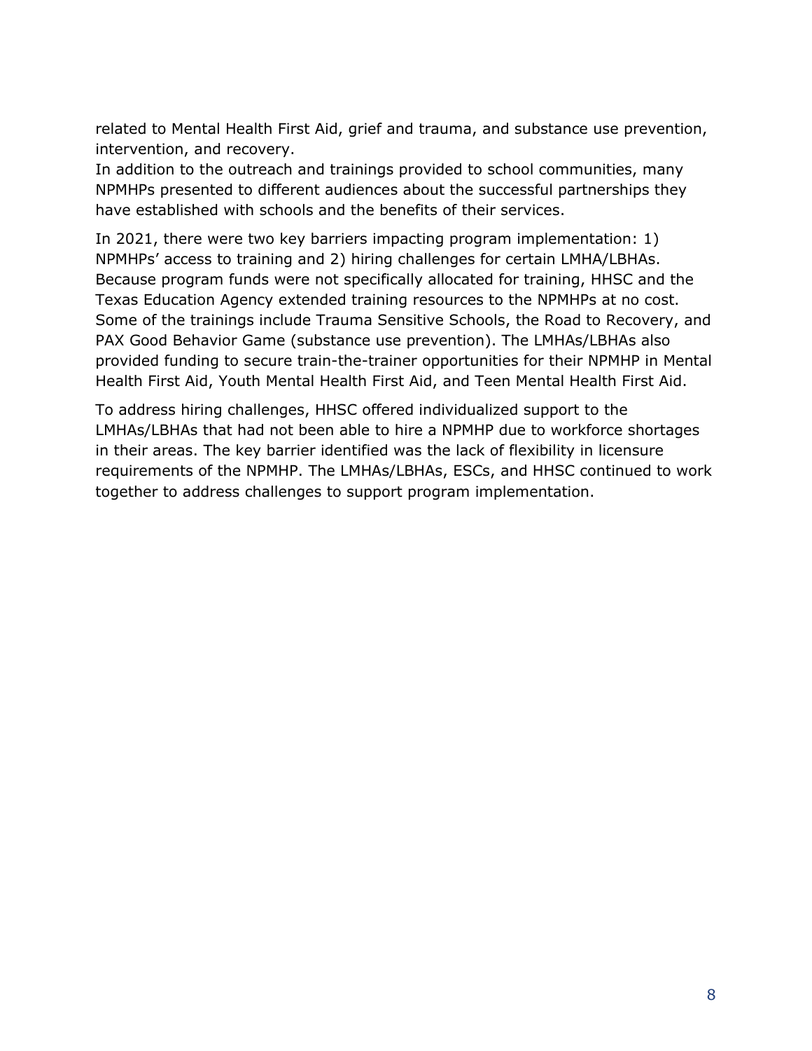related to Mental Health First Aid, grief and trauma, and substance use prevention, intervention, and recovery.

In addition to the outreach and trainings provided to school communities, many NPMHPs presented to different audiences about the successful partnerships they have established with schools and the benefits of their services.

In 2021, there were two key barriers impacting program implementation: 1) NPMHPs' access to training and 2) hiring challenges for certain LMHA/LBHAs. Because program funds were not specifically allocated for training, HHSC and the Texas Education Agency extended training resources to the NPMHPs at no cost. Some of the trainings include Trauma Sensitive Schools, the Road to Recovery, and PAX Good Behavior Game (substance use prevention). The LMHAs/LBHAs also provided funding to secure train-the-trainer opportunities for their NPMHP in Mental Health First Aid, Youth Mental Health First Aid, and Teen Mental Health First Aid.

To address hiring challenges, HHSC offered individualized support to the LMHAs/LBHAs that had not been able to hire a NPMHP due to workforce shortages in their areas. The key barrier identified was the lack of flexibility in licensure requirements of the NPMHP. The LMHAs/LBHAs, ESCs, and HHSC continued to work together to address challenges to support program implementation.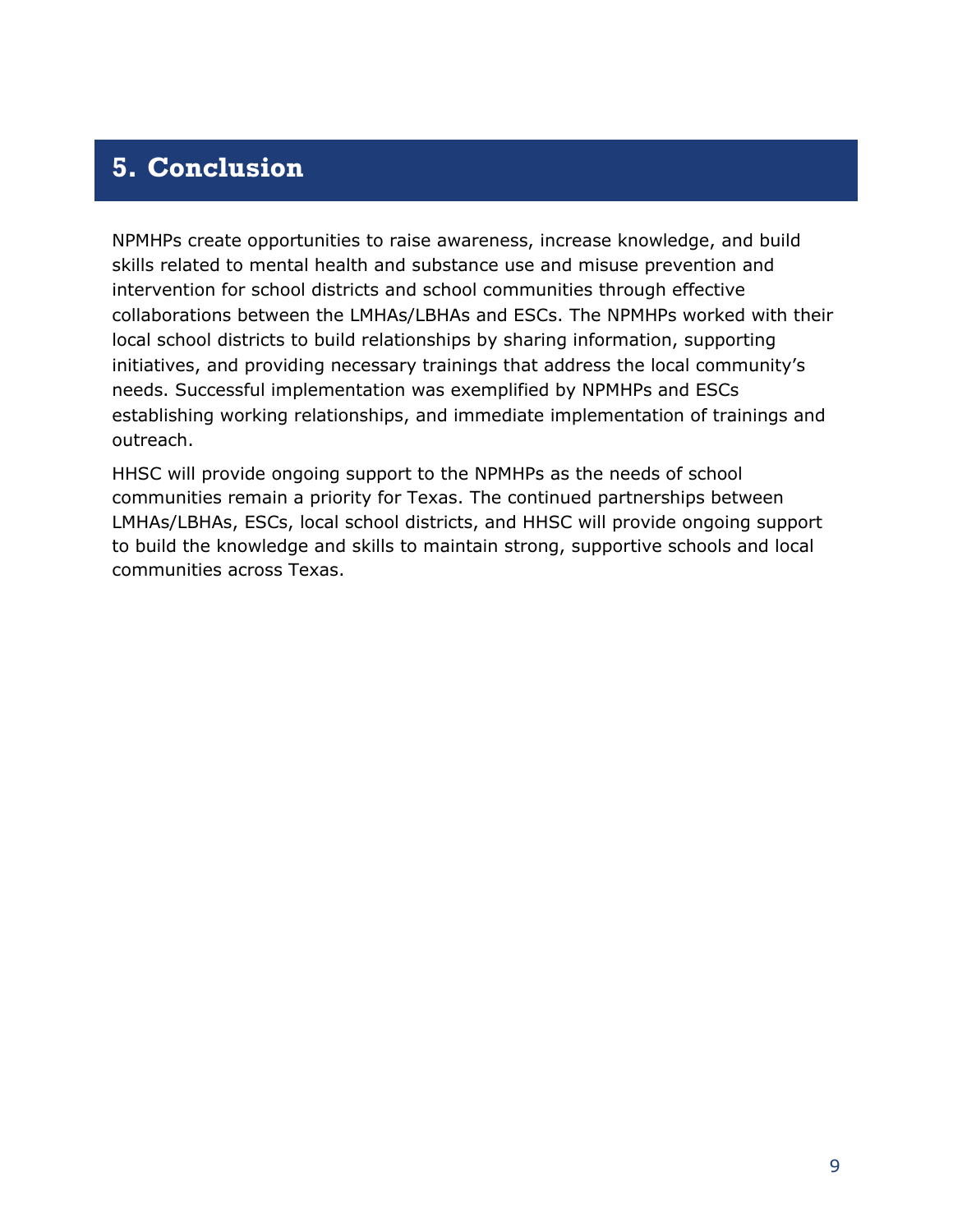# 5. Conclusion

NPMHPs create opportunities to raise awareness, increase knowledge, and build skills related to mental health and substance use and misuse prevention and intervention for school districts and school communities through effective collaborations between the LMHAs/LBHAs and ESCs. The NPMHPs worked with their local school districts to build relationships by sharing information, supporting initiatives, and providing necessary trainings that address the local community's needs. Successful implementation was exemplified by NPMHPs and ESCs establishing working relationships, and immediate implementation of trainings and outreach.

HHSC will provide ongoing support to the NPMHPs as the needs of school communities remain a priority for Texas. The continued partnerships between LMHAs/LBHAs, ESCs, local school districts, and HHSC will provide ongoing support to build the knowledge and skills to maintain strong, supportive schools and local communities across Texas.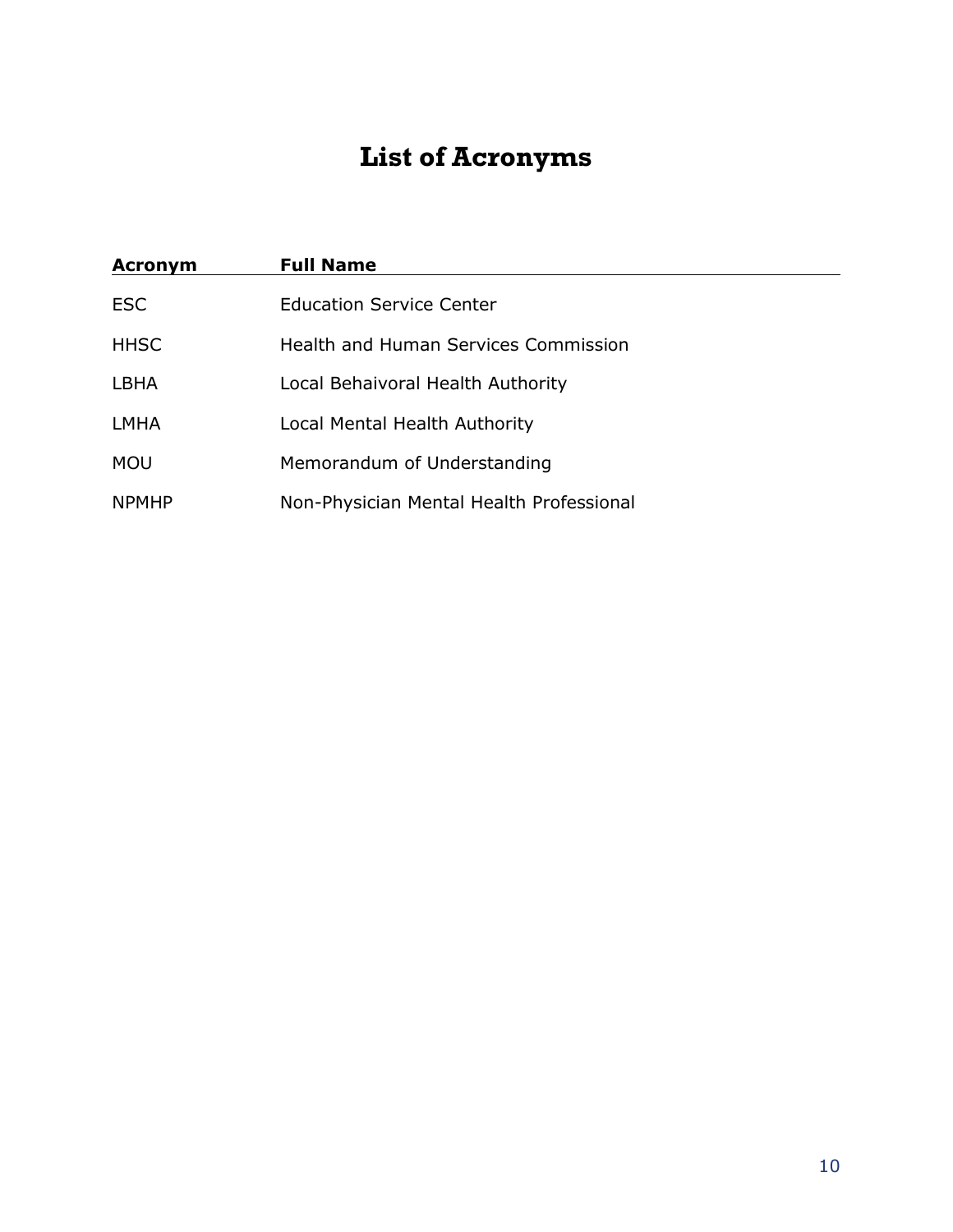# List of Acronyms

| Acronym | Full Name |
| --- | --- |
| ESC | Education Service Center |
| HHSC | Health and Human Services Commission |
| LBHA | Local Behaivoral Health Authority |
| LMHA | Local Mental Health Authority |
| MOU | Memorandum of Understanding |
| NPMHP | Non-Physician Mental Health Professional |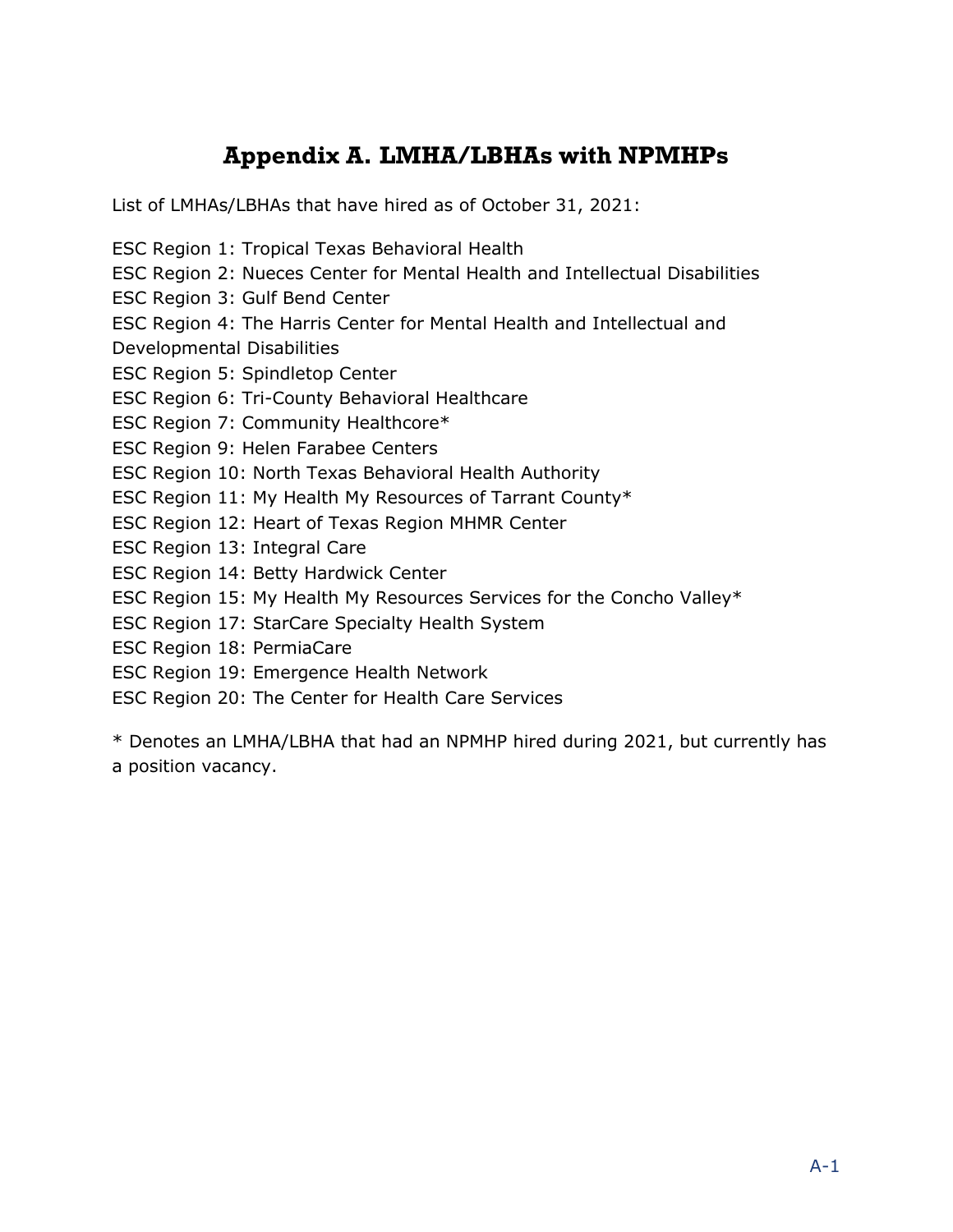# Appendix A. LMHA/LBHAs with NPMHPs

List of LMHAs/LBHAs that have hired as of October 31, 2021:

ESC Region 1: Tropical Texas Behavioral Health
ESC Region 2: Nueces Center for Mental Health and Intellectual Disabilities
ESC Region 3: Gulf Bend Center
ESC Region 4: The Harris Center for Mental Health and Intellectual and Developmental Disabilities
ESC Region 5: Spindletop Center
ESC Region 6: Tri-County Behavioral Healthcare
ESC Region 7: Community Healthcore*
ESC Region 9: Helen Farabee Centers
ESC Region 10: North Texas Behavioral Health Authority
ESC Region 11: My Health My Resources of Tarrant County*
ESC Region 12: Heart of Texas Region MHMR Center
ESC Region 13: Integral Care
ESC Region 14: Betty Hardwick Center
ESC Region 15: My Health My Resources Services for the Concho Valley*
ESC Region 17: StarCare Specialty Health System
ESC Region 18: PermiaCare
ESC Region 19: Emergence Health Network
ESC Region 20: The Center for Health Care Services

* Denotes an LMHA/LBHA that had an NPMHP hired during 2021, but currently has a position vacancy.